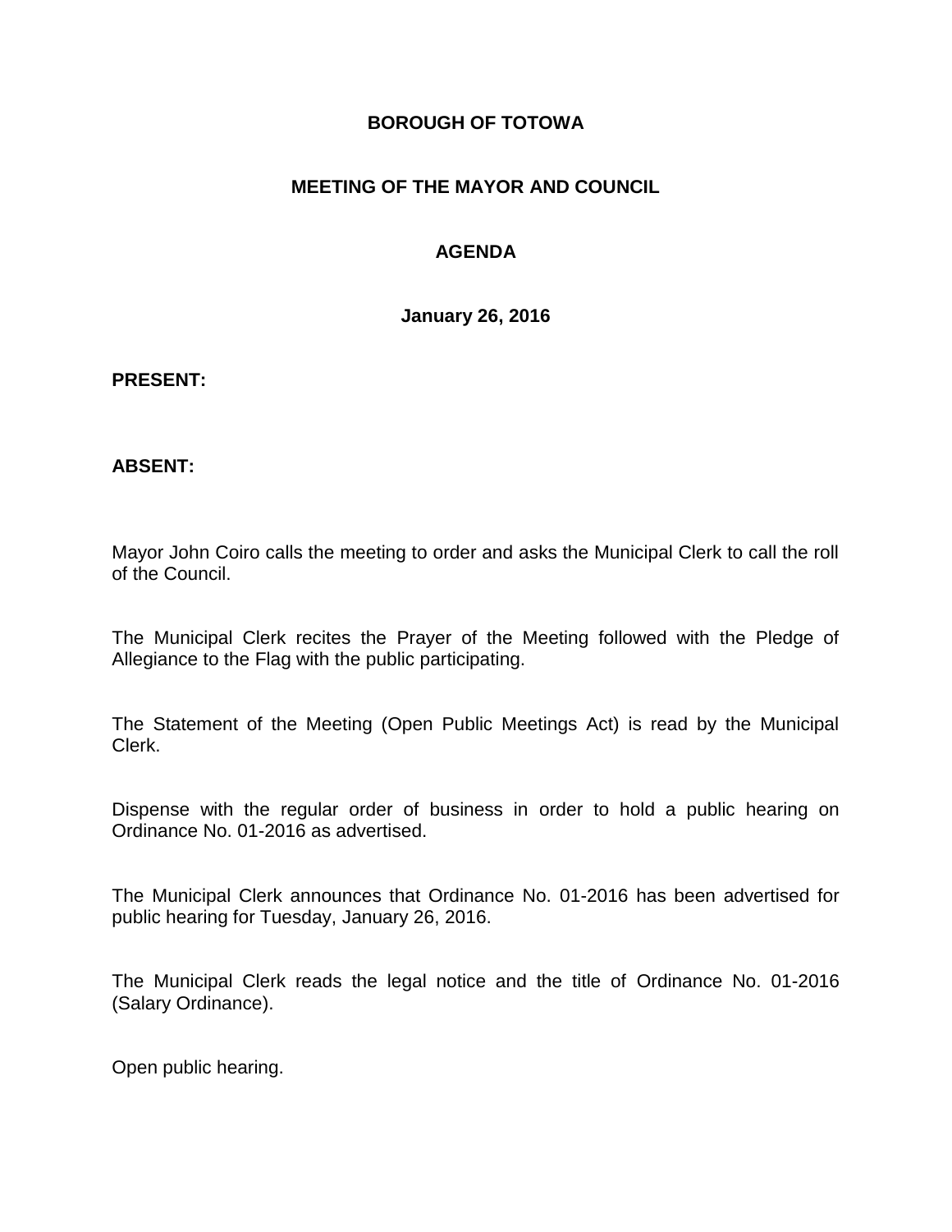**BOROUGH OF TOTOWA**

**MEETING OF THE MAYOR AND COUNCIL**

**AGENDA**

**January 26, 2016**

**PRESENT:**

**ABSENT:**

Mayor John Coiro calls the meeting to order and asks the Municipal Clerk to call the roll of the Council.

The Municipal Clerk recites the Prayer of the Meeting followed with the Pledge of Allegiance to the Flag with the public participating.

The Statement of the Meeting (Open Public Meetings Act) is read by the Municipal Clerk.

Dispense with the regular order of business in order to hold a public hearing on Ordinance No. 01-2016 as advertised.

The Municipal Clerk announces that Ordinance No. 01-2016 has been advertised for public hearing for Tuesday, January 26, 2016.

The Municipal Clerk reads the legal notice and the title of Ordinance No. 01-2016 (Salary Ordinance).

Open public hearing.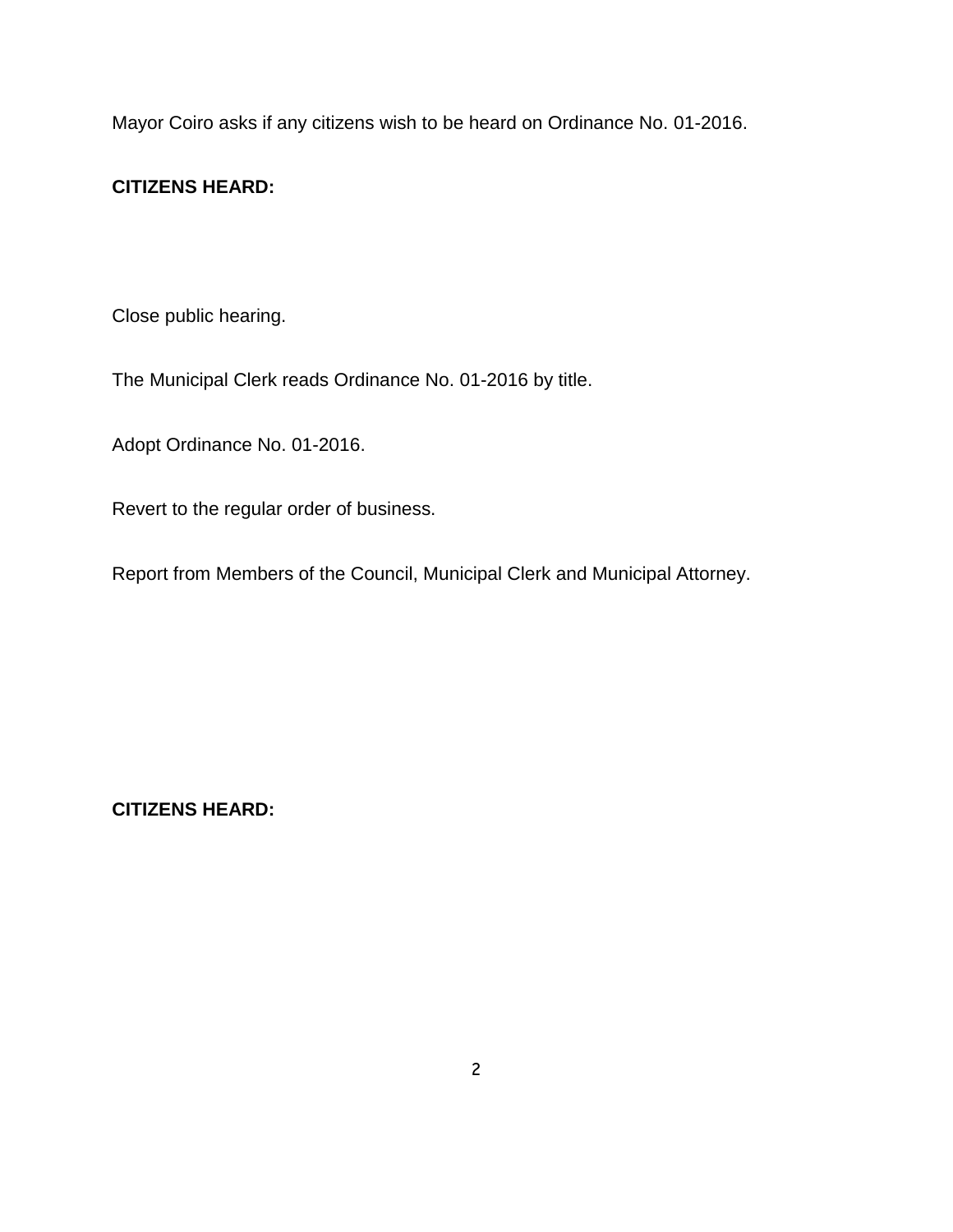Mayor Coiro asks if any citizens wish to be heard on Ordinance No. 01-2016.

**CITIZENS HEARD:**

Close public hearing.

The Municipal Clerk reads Ordinance No. 01-2016 by title.

Adopt Ordinance No. 01-2016.

Revert to the regular order of business.

Report from Members of the Council, Municipal Clerk and Municipal Attorney.

**CITIZENS HEARD:**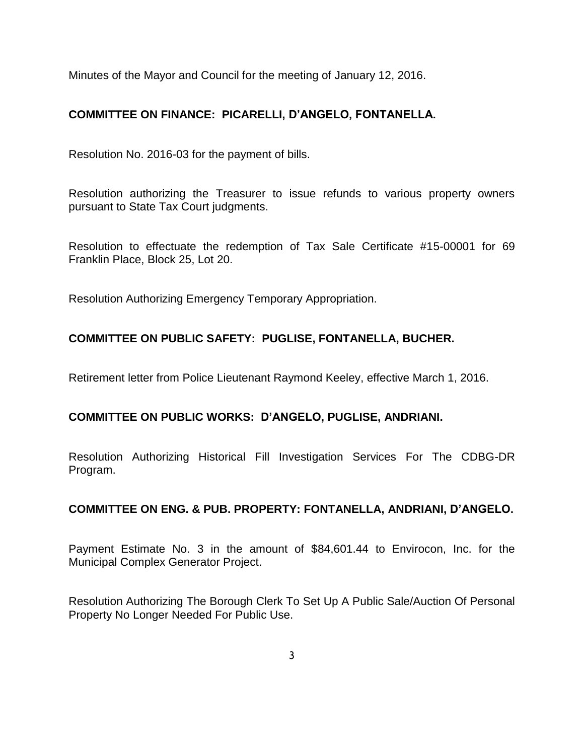Minutes of the Mayor and Council for the meeting of January 12, 2016.

**COMMITTEE ON FINANCE: PICARELLI, D'ANGELO, FONTANELLA.**

Resolution No. 2016-03 for the payment of bills.

Resolution authorizing the Treasurer to issue refunds to various property owners pursuant to State Tax Court judgments.

Resolution to effectuate the redemption of Tax Sale Certificate #15-00001 for 69 Franklin Place, Block 25, Lot 20.

Resolution Authorizing Emergency Temporary Appropriation.

**COMMITTEE ON PUBLIC SAFETY: PUGLISE, FONTANELLA, BUCHER.**

Retirement letter from Police Lieutenant Raymond Keeley, effective March 1, 2016.

**COMMITTEE ON PUBLIC WORKS: D'ANGELO, PUGLISE, ANDRIANI.**

Resolution Authorizing Historical Fill Investigation Services For The CDBG-DR Program.

**COMMITTEE ON ENG. & PUB. PROPERTY: FONTANELLA, ANDRIANI, D'ANGELO.**

Payment Estimate No. 3 in the amount of $84,601.44 to Envirocon, Inc. for the Municipal Complex Generator Project.

Resolution Authorizing The Borough Clerk To Set Up A Public Sale/Auction Of Personal Property No Longer Needed For Public Use.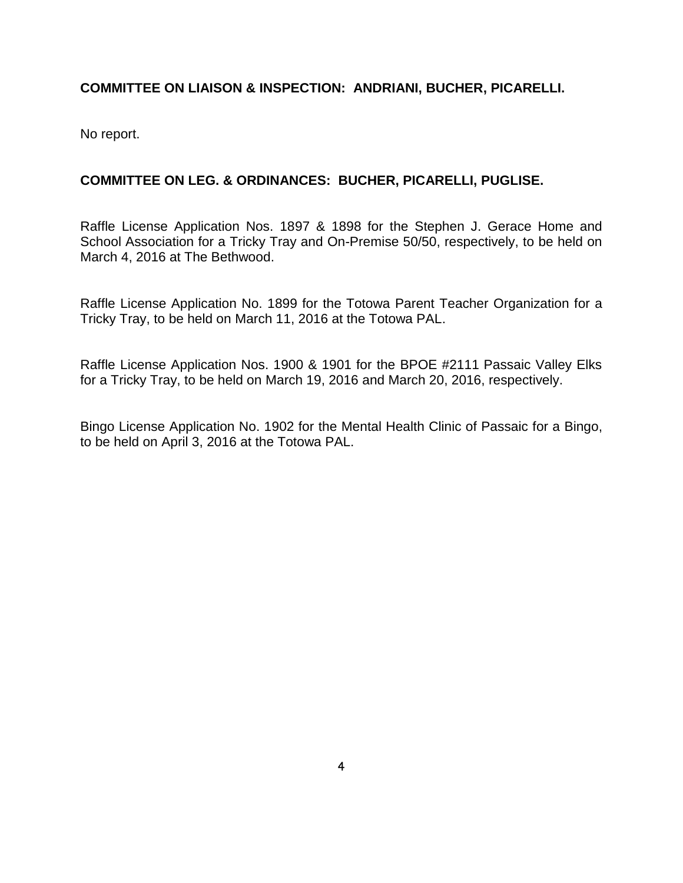**COMMITTEE ON LIAISON & INSPECTION: ANDRIANI, BUCHER, PICARELLI.**

No report.

**COMMITTEE ON LEG. & ORDINANCES: BUCHER, PICARELLI, PUGLISE.**

Raffle License Application Nos. 1897 & 1898 for the Stephen J. Gerace Home and School Association for a Tricky Tray and On-Premise 50/50, respectively, to be held on March 4, 2016 at The Bethwood.

Raffle License Application No. 1899 for the Totowa Parent Teacher Organization for a Tricky Tray, to be held on March 11, 2016 at the Totowa PAL.

Raffle License Application Nos. 1900 & 1901 for the BPOE #2111 Passaic Valley Elks for a Tricky Tray, to be held on March 19, 2016 and March 20, 2016, respectively.

Bingo License Application No. 1902 for the Mental Health Clinic of Passaic for a Bingo, to be held on April 3, 2016 at the Totowa PAL.